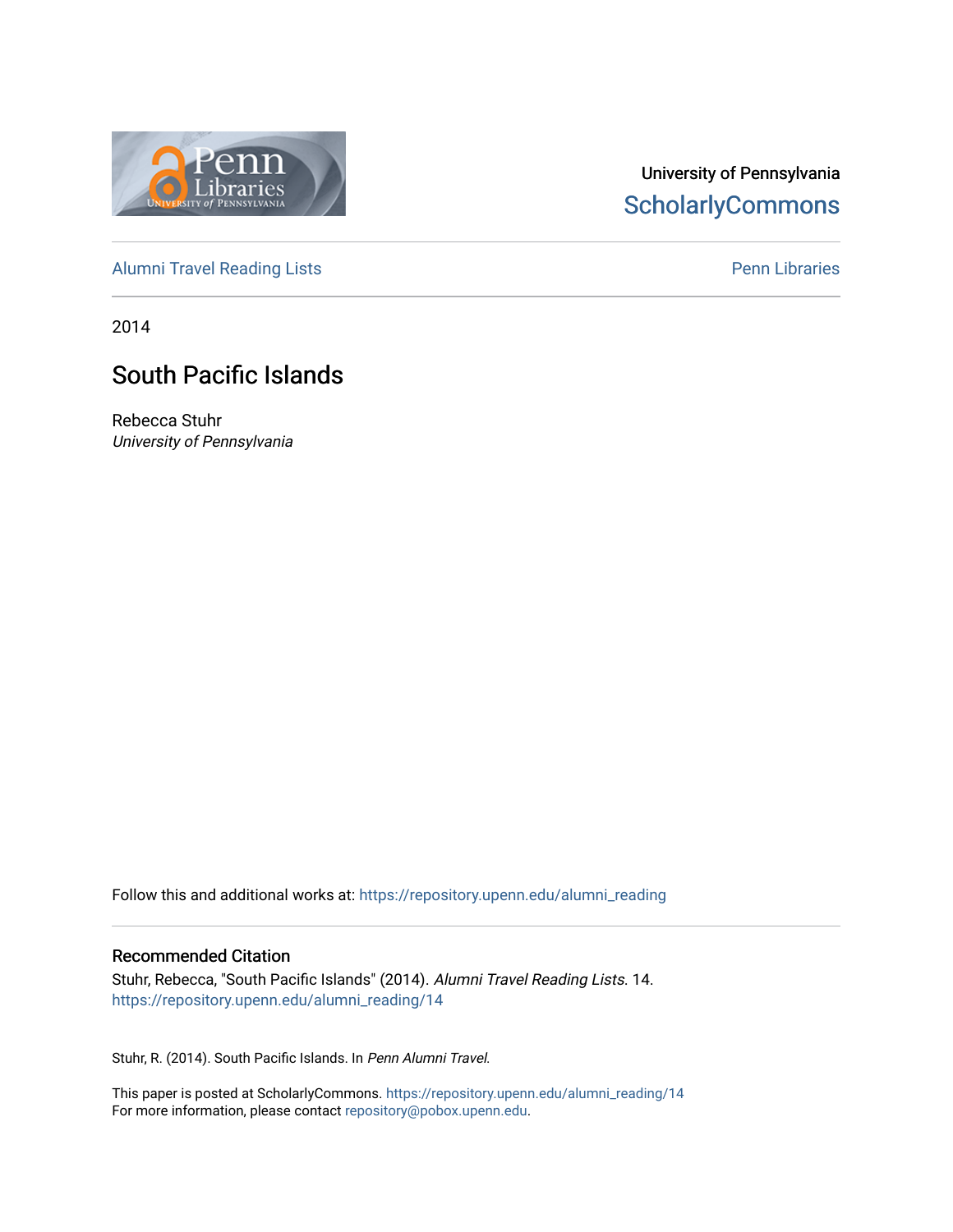University of Pennsylvania
ScholarlyCommons

Alumni Travel Reading Lists | Penn Libraries

2014

# South Pacific Islands

Rebecca Stuhr
*University of Pennsylvania*

Follow this and additional works at: https://repository.upenn.edu/alumni_reading

## Recommended Citation

Stuhr, Rebecca, "South Pacific Islands" (2014). *Alumni Travel Reading Lists*. 14.
https://repository.upenn.edu/alumni_reading/14

Stuhr, R. (2014). South Pacific Islands. In *Penn Alumni Travel*.

This paper is posted at ScholarlyCommons. https://repository.upenn.edu/alumni_reading/14
For more information, please contact repository@pobox.upenn.edu.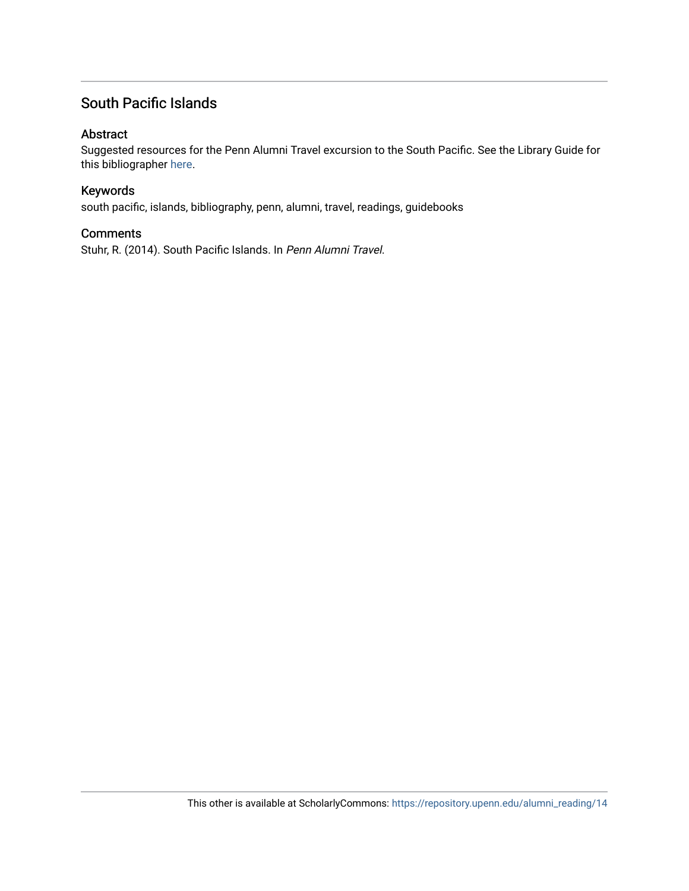## South Pacific Islands

### Abstract

Suggested resources for the Penn Alumni Travel excursion to the South Pacific. See the Library Guide for this bibliographer here.

### Keywords

south pacific, islands, bibliography, penn, alumni, travel, readings, guidebooks

### Comments

Stuhr, R. (2014). South Pacific Islands. In *Penn Alumni Travel*.

This other is available at ScholarlyCommons: https://repository.upenn.edu/alumni_reading/14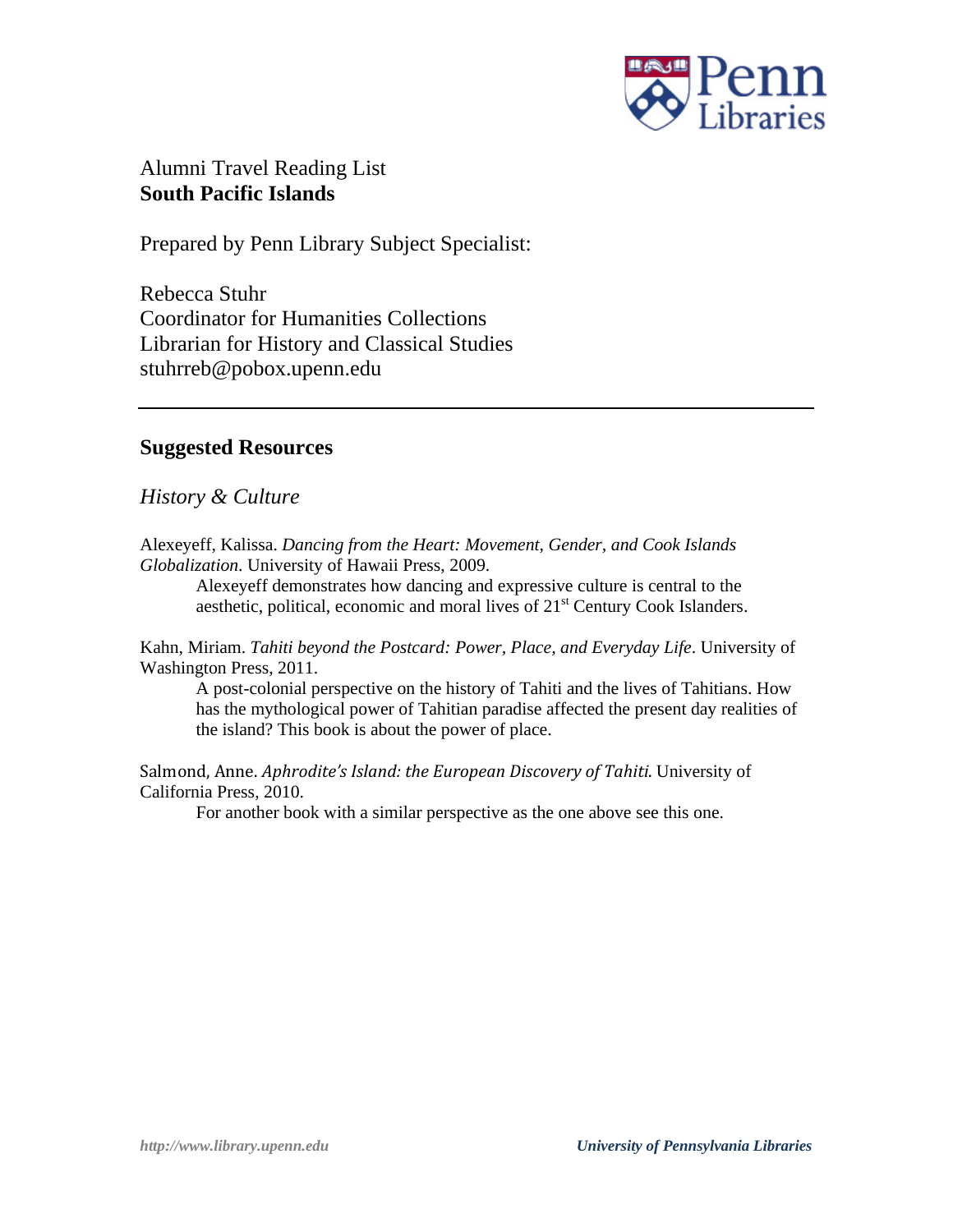Alumni Travel Reading List
**South Pacific Islands**

Prepared by Penn Library Subject Specialist:

Rebecca Stuhr
Coordinator for Humanities Collections
Librarian for History and Classical Studies
stuhrreb@pobox.upenn.edu

---

## Suggested Resources

### *History & Culture*

Alexeyeff, Kalissa. *Dancing from the Heart: Movement, Gender, and Cook Islands Globalization*. University of Hawaii Press, 2009.

> Alexeyeff demonstrates how dancing and expressive culture is central to the aesthetic, political, economic and moral lives of 21st Century Cook Islanders.

Kahn, Miriam. *Tahiti beyond the Postcard: Power, Place, and Everyday Life*. University of Washington Press, 2011.

> A post-colonial perspective on the history of Tahiti and the lives of Tahitians. How has the mythological power of Tahitian paradise affected the present day realities of the island? This book is about the power of place.

Salmond, Anne. *Aphrodite's Island: the European Discovery of Tahiti*. University of California Press, 2010.

> For another book with a similar perspective as the one above see this one.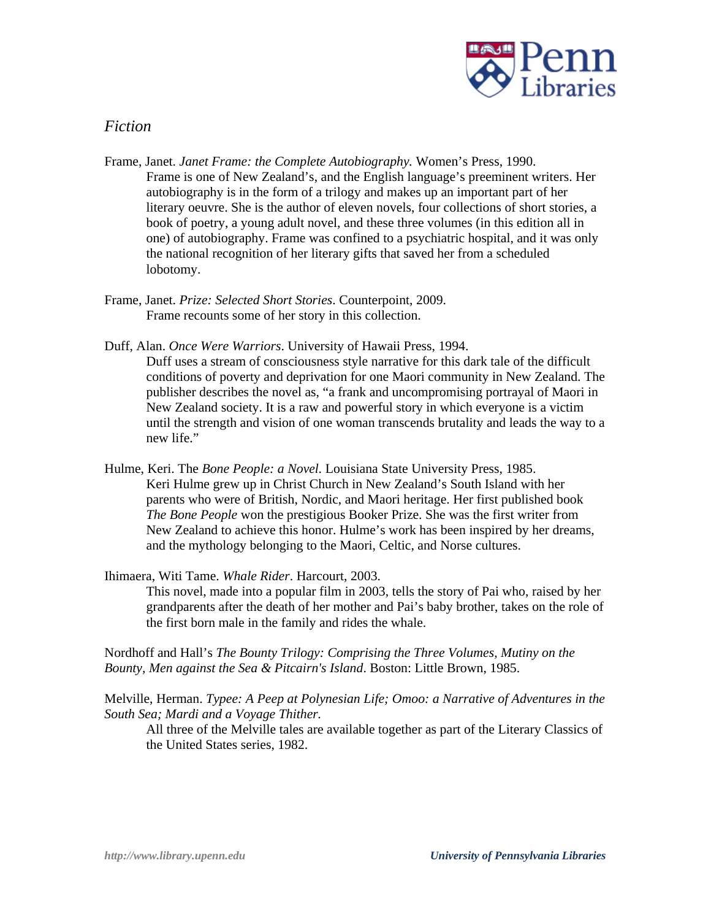## *Fiction*

Frame, Janet. *Janet Frame: the Complete Autobiography.* Women's Press, 1990.
Frame is one of New Zealand's, and the English language's preeminent writers. Her autobiography is in the form of a trilogy and makes up an important part of her literary oeuvre. She is the author of eleven novels, four collections of short stories, a book of poetry, a young adult novel, and these three volumes (in this edition all in one) of autobiography. Frame was confined to a psychiatric hospital, and it was only the national recognition of her literary gifts that saved her from a scheduled lobotomy.

Frame, Janet. *Prize: Selected Short Stories*. Counterpoint, 2009.
Frame recounts some of her story in this collection.

Duff, Alan. *Once Were Warriors*. University of Hawaii Press, 1994.
Duff uses a stream of consciousness style narrative for this dark tale of the difficult conditions of poverty and deprivation for one Maori community in New Zealand. The publisher describes the novel as, "a frank and uncompromising portrayal of Maori in New Zealand society. It is a raw and powerful story in which everyone is a victim until the strength and vision of one woman transcends brutality and leads the way to a new life."

Hulme, Keri. The *Bone People: a Novel*. Louisiana State University Press, 1985.
Keri Hulme grew up in Christ Church in New Zealand's South Island with her parents who were of British, Nordic, and Maori heritage. Her first published book *The Bone People* won the prestigious Booker Prize. She was the first writer from New Zealand to achieve this honor. Hulme's work has been inspired by her dreams, and the mythology belonging to the Maori, Celtic, and Norse cultures.

Ihimaera, Witi Tame. *Whale Rider*. Harcourt, 2003.
This novel, made into a popular film in 2003, tells the story of Pai who, raised by her grandparents after the death of her mother and Pai's baby brother, takes on the role of the first born male in the family and rides the whale.

Nordhoff and Hall's *The Bounty Trilogy: Comprising the Three Volumes, Mutiny on the Bounty, Men against the Sea & Pitcairn's Island*. Boston: Little Brown, 1985.

Melville, Herman. *Typee: A Peep at Polynesian Life; Omoo: a Narrative of Adventures in the South Sea; Mardi and a Voyage Thither.*
All three of the Melville tales are available together as part of the Literary Classics of the United States series, 1982.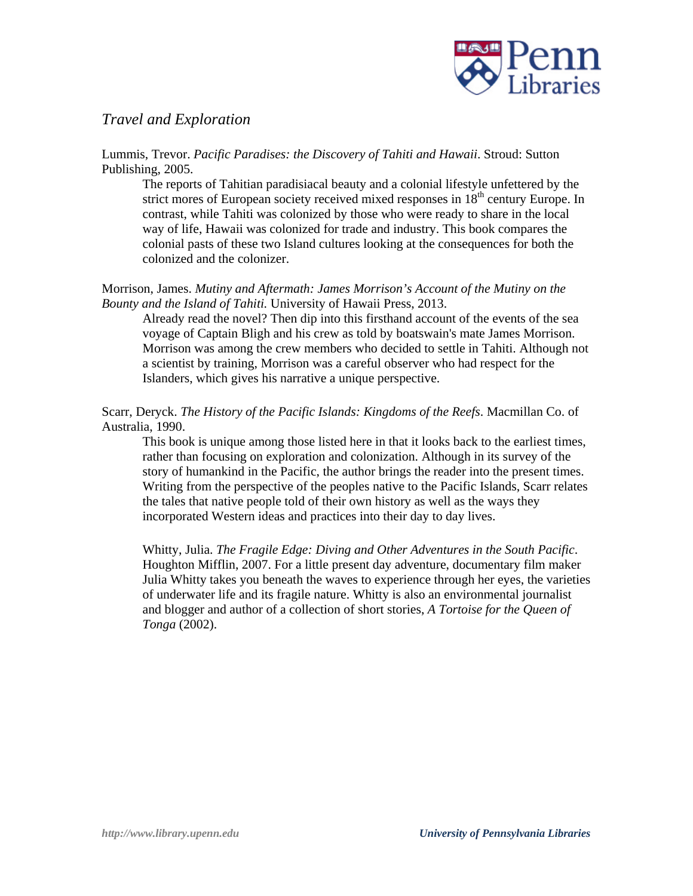## *Travel and Exploration*

Lummis, Trevor. *Pacific Paradises: the Discovery of Tahiti and Hawaii*. Stroud: Sutton Publishing, 2005.

> The reports of Tahitian paradisiacal beauty and a colonial lifestyle unfettered by the strict mores of European society received mixed responses in 18th century Europe. In contrast, while Tahiti was colonized by those who were ready to share in the local way of life, Hawaii was colonized for trade and industry. This book compares the colonial pasts of these two Island cultures looking at the consequences for both the colonized and the colonizer.

Morrison, James. *Mutiny and Aftermath: James Morrison's Account of the Mutiny on the Bounty and the Island of Tahiti.* University of Hawaii Press, 2013.

> Already read the novel? Then dip into this firsthand account of the events of the sea voyage of Captain Bligh and his crew as told by boatswain's mate James Morrison. Morrison was among the crew members who decided to settle in Tahiti. Although not a scientist by training, Morrison was a careful observer who had respect for the Islanders, which gives his narrative a unique perspective.

Scarr, Deryck. *The History of the Pacific Islands: Kingdoms of the Reefs*. Macmillan Co. of Australia, 1990.

> This book is unique among those listed here in that it looks back to the earliest times, rather than focusing on exploration and colonization. Although in its survey of the story of humankind in the Pacific, the author brings the reader into the present times. Writing from the perspective of the peoples native to the Pacific Islands, Scarr relates the tales that native people told of their own history as well as the ways they incorporated Western ideas and practices into their day to day lives.

> Whitty, Julia. *The Fragile Edge: Diving and Other Adventures in the South Pacific*. Houghton Mifflin, 2007. For a little present day adventure, documentary film maker Julia Whitty takes you beneath the waves to experience through her eyes, the varieties of underwater life and its fragile nature. Whitty is also an environmental journalist and blogger and author of a collection of short stories, *A Tortoise for the Queen of Tonga* (2002).